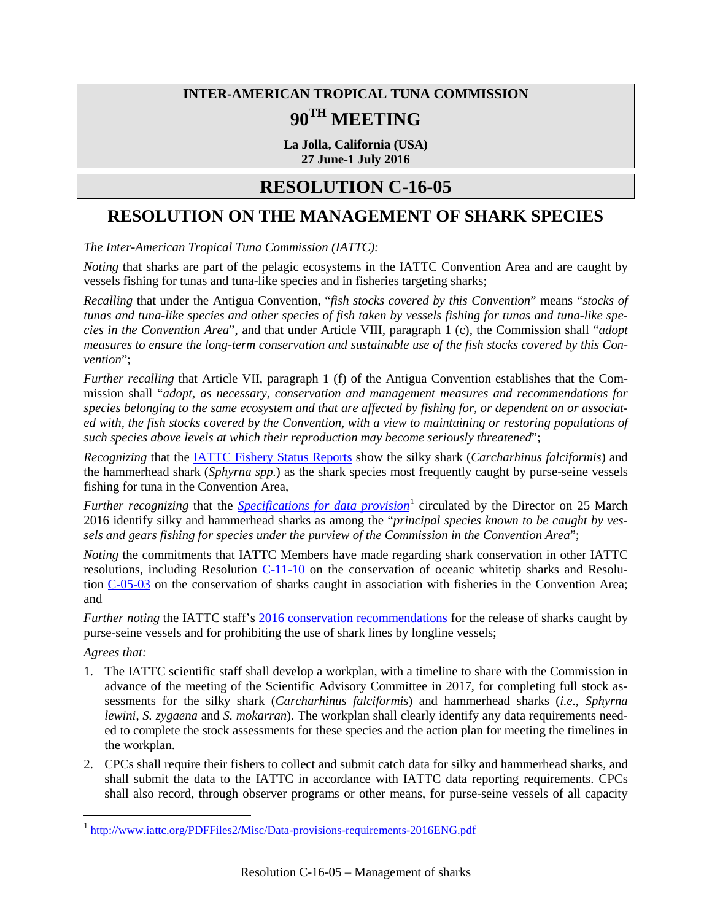**INTER-AMERICAN TROPICAL TUNA COMMISSION**

# 90TH MEETING

**La Jolla, California (USA)**
**27 June-1 July 2016**

# RESOLUTION C-16-05

## RESOLUTION ON THE MANAGEMENT OF SHARK SPECIES

*The Inter-American Tropical Tuna Commission (IATTC):*

*Noting* that sharks are part of the pelagic ecosystems in the IATTC Convention Area and are caught by vessels fishing for tunas and tuna-like species and in fisheries targeting sharks;

*Recalling* that under the Antigua Convention, "*fish stocks covered by this Convention*" means "*stocks of tunas and tuna-like species and other species of fish taken by vessels fishing for tunas and tuna-like species in the Convention Area*", and that under Article VIII, paragraph 1 (c), the Commission shall "*adopt measures to ensure the long-term conservation and sustainable use of the fish stocks covered by this Convention*";

*Further recalling* that Article VII, paragraph 1 (f) of the Antigua Convention establishes that the Commission shall "*adopt, as necessary, conservation and management measures and recommendations for species belonging to the same ecosystem and that are affected by fishing for, or dependent on or associated with, the fish stocks covered by the Convention, with a view to maintaining or restoring populations of such species above levels at which their reproduction may become seriously threatened*";

*Recognizing* that the IATTC Fishery Status Reports show the silky shark (*Carcharhinus falciformis*) and the hammerhead shark (*Sphyrna spp.*) as the shark species most frequently caught by purse-seine vessels fishing for tuna in the Convention Area,

*Further recognizing* that the *Specifications for data provision*[1] circulated by the Director on 25 March 2016 identify silky and hammerhead sharks as among the "*principal species known to be caught by vessels and gears fishing for species under the purview of the Commission in the Convention Area*";

*Noting* the commitments that IATTC Members have made regarding shark conservation in other IATTC resolutions, including Resolution C-11-10 on the conservation of oceanic whitetip sharks and Resolution C-05-03 on the conservation of sharks caught in association with fisheries in the Convention Area; and

*Further noting* the IATTC staff's 2016 conservation recommendations for the release of sharks caught by purse-seine vessels and for prohibiting the use of shark lines by longline vessels;

*Agrees that:*

1. The IATTC scientific staff shall develop a workplan, with a timeline to share with the Commission in advance of the meeting of the Scientific Advisory Committee in 2017, for completing full stock assessments for the silky shark (*Carcharhinus falciformis*) and hammerhead sharks (*i.e*., *Sphyrna lewini*, *S. zygaena* and *S. mokarran*). The workplan shall clearly identify any data requirements needed to complete the stock assessments for these species and the action plan for meeting the timelines in the workplan.
2. CPCs shall require their fishers to collect and submit catch data for silky and hammerhead sharks, and shall submit the data to the IATTC in accordance with IATTC data reporting requirements. CPCs shall also record, through observer programs or other means, for purse-seine vessels of all capacity

[1] http://www.iattc.org/PDFFiles2/Misc/Data-provisions-requirements-2016ENG.pdf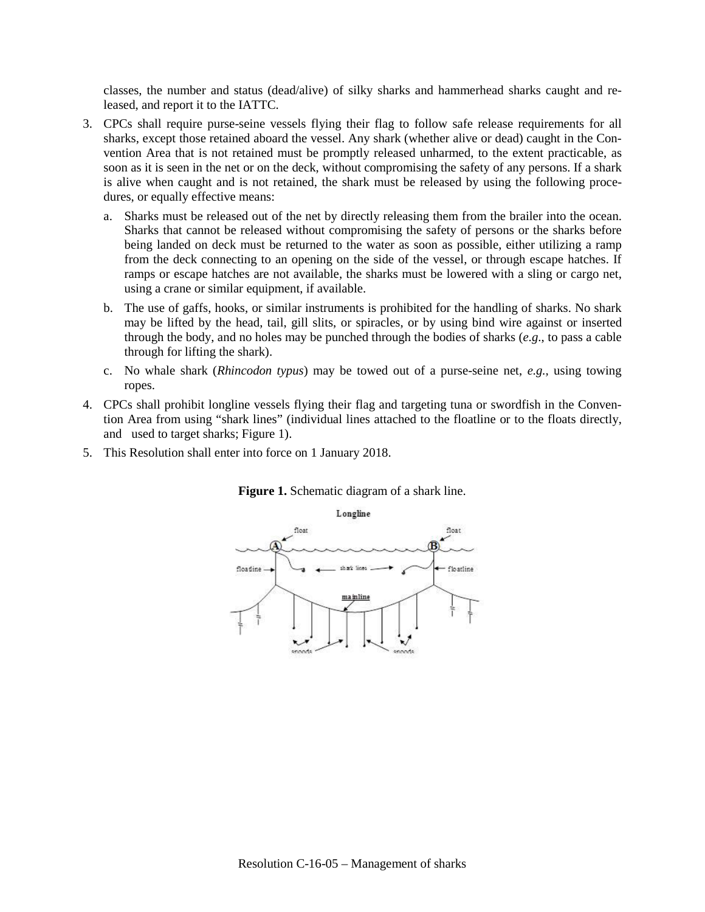classes, the number and status (dead/alive) of silky sharks and hammerhead sharks caught and released, and report it to the IATTC.

3. CPCs shall require purse-seine vessels flying their flag to follow safe release requirements for all sharks, except those retained aboard the vessel. Any shark (whether alive or dead) caught in the Convention Area that is not retained must be promptly released unharmed, to the extent practicable, as soon as it is seen in the net or on the deck, without compromising the safety of any persons. If a shark is alive when caught and is not retained, the shark must be released by using the following procedures, or equally effective means:
   a. Sharks must be released out of the net by directly releasing them from the brailer into the ocean. Sharks that cannot be released without compromising the safety of persons or the sharks before being landed on deck must be returned to the water as soon as possible, either utilizing a ramp from the deck connecting to an opening on the side of the vessel, or through escape hatches. If ramps or escape hatches are not available, the sharks must be lowered with a sling or cargo net, using a crane or similar equipment, if available.
   b. The use of gaffs, hooks, or similar instruments is prohibited for the handling of sharks. No shark may be lifted by the head, tail, gill slits, or spiracles, or by using bind wire against or inserted through the body, and no holes may be punched through the bodies of sharks (*e.g.*, to pass a cable through for lifting the shark).
   c. No whale shark (*Rhincodon typus*) may be towed out of a purse-seine net, *e.g.*, using towing ropes.
4. CPCs shall prohibit longline vessels flying their flag and targeting tuna or swordfish in the Convention Area from using "shark lines" (individual lines attached to the floatline or to the floats directly, and used to target sharks; Figure 1).
5. This Resolution shall enter into force on 1 January 2018.

**Figure 1.** Schematic diagram of a shark line.

Longline

float

float

A

B

floatline

shark lines

floatline

mainline

snoods

snoods